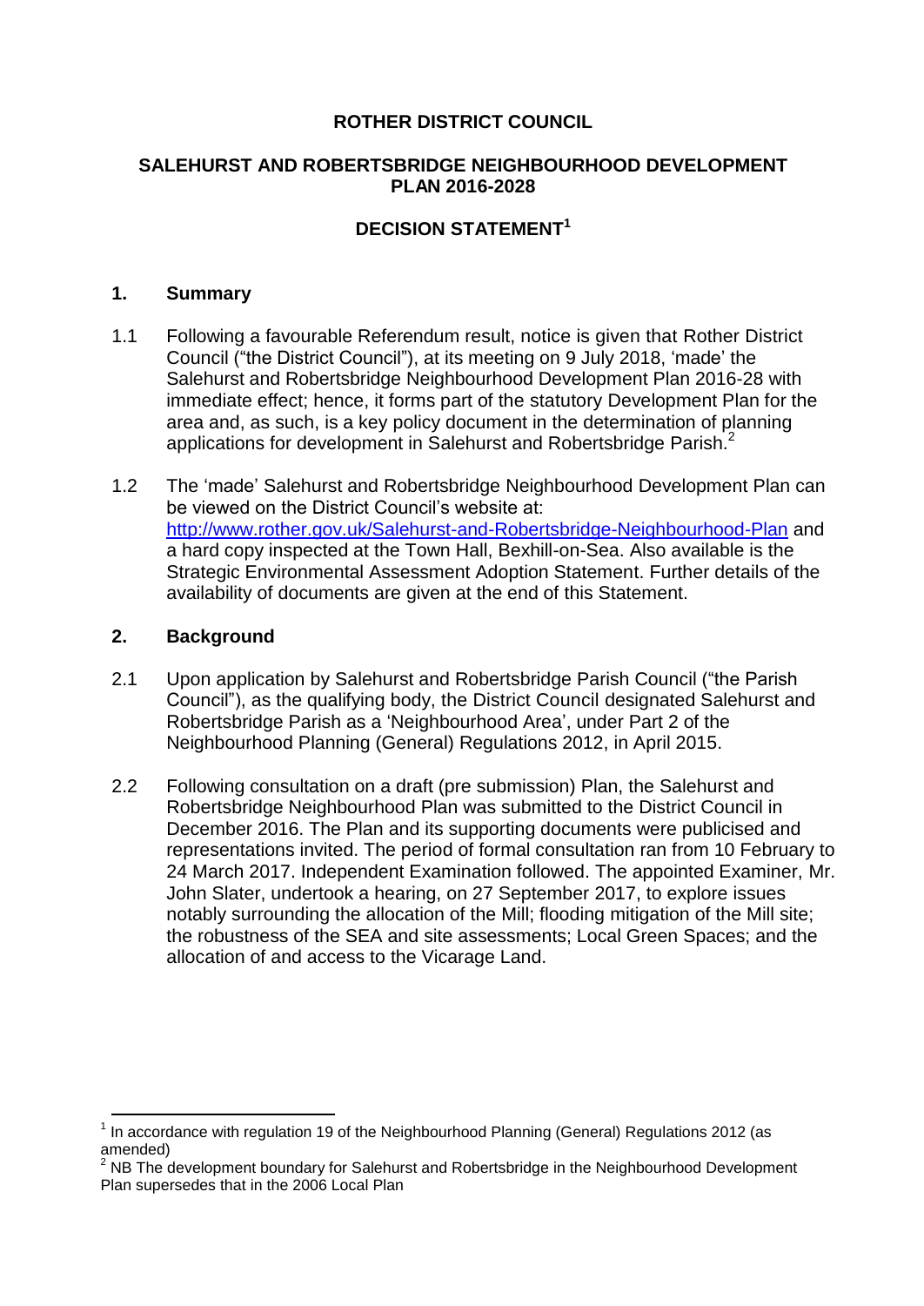# ROTHER DISTRICT COUNCIL

## SALEHURST AND ROBERTSBRIDGE NEIGHBOURHOOD DEVELOPMENT PLAN 2016-2028

## DECISION STATEMENT[1]

### 1. Summary

1.1 Following a favourable Referendum result, notice is given that Rother District Council ("the District Council"), at its meeting on 9 July 2018, 'made' the Salehurst and Robertsbridge Neighbourhood Development Plan 2016-28 with immediate effect; hence, it forms part of the statutory Development Plan for the area and, as such, is a key policy document in the determination of planning applications for development in Salehurst and Robertsbridge Parish.[2]

1.2 The 'made' Salehurst and Robertsbridge Neighbourhood Development Plan can be viewed on the District Council's website at: [http://www.rother.gov.uk/Salehurst-and-Robertsbridge-Neighbourhood-Plan](http://www.rother.gov.uk/Salehurst-and-Robertsbridge-Neighbourhood-Plan) and a hard copy inspected at the Town Hall, Bexhill-on-Sea. Also available is the Strategic Environmental Assessment Adoption Statement. Further details of the availability of documents are given at the end of this Statement.

### 2. Background

2.1 Upon application by Salehurst and Robertsbridge Parish Council ("the Parish Council"), as the qualifying body, the District Council designated Salehurst and Robertsbridge Parish as a 'Neighbourhood Area', under Part 2 of the Neighbourhood Planning (General) Regulations 2012, in April 2015.

2.2 Following consultation on a draft (pre submission) Plan, the Salehurst and Robertsbridge Neighbourhood Plan was submitted to the District Council in December 2016. The Plan and its supporting documents were publicised and representations invited. The period of formal consultation ran from 10 February to 24 March 2017. Independent Examination followed. The appointed Examiner, Mr. John Slater, undertook a hearing, on 27 September 2017, to explore issues notably surrounding the allocation of the Mill; flooding mitigation of the Mill site; the robustness of the SEA and site assessments; Local Green Spaces; and the allocation of and access to the Vicarage Land.

---

[1] In accordance with regulation 19 of the Neighbourhood Planning (General) Regulations 2012 (as amended)

[2] NB The development boundary for Salehurst and Robertsbridge in the Neighbourhood Development Plan supersedes that in the 2006 Local Plan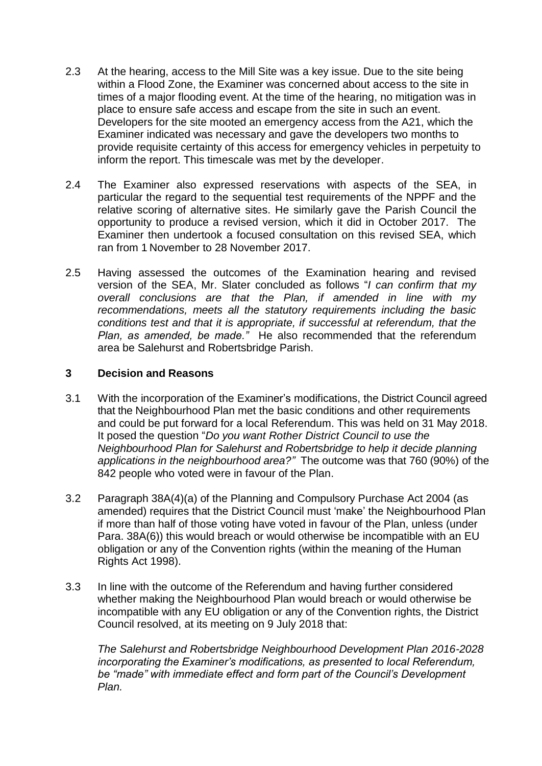2.3 At the hearing, access to the Mill Site was a key issue. Due to the site being within a Flood Zone, the Examiner was concerned about access to the site in times of a major flooding event. At the time of the hearing, no mitigation was in place to ensure safe access and escape from the site in such an event. Developers for the site mooted an emergency access from the A21, which the Examiner indicated was necessary and gave the developers two months to provide requisite certainty of this access for emergency vehicles in perpetuity to inform the report. This timescale was met by the developer.

2.4 The Examiner also expressed reservations with aspects of the SEA, in particular the regard to the sequential test requirements of the NPPF and the relative scoring of alternative sites. He similarly gave the Parish Council the opportunity to produce a revised version, which it did in October 2017. The Examiner then undertook a focused consultation on this revised SEA, which ran from 1 November to 28 November 2017.

2.5 Having assessed the outcomes of the Examination hearing and revised version of the SEA, Mr. Slater concluded as follows "*I can confirm that my overall conclusions are that the Plan, if amended in line with my recommendations, meets all the statutory requirements including the basic conditions test and that it is appropriate, if successful at referendum, that the Plan, as amended, be made.*" He also recommended that the referendum area be Salehurst and Robertsbridge Parish.

## 3 Decision and Reasons

3.1 With the incorporation of the Examiner's modifications, the District Council agreed that the Neighbourhood Plan met the basic conditions and other requirements and could be put forward for a local Referendum. This was held on 31 May 2018. It posed the question "*Do you want Rother District Council to use the Neighbourhood Plan for Salehurst and Robertsbridge to help it decide planning applications in the neighbourhood area?*" The outcome was that 760 (90%) of the 842 people who voted were in favour of the Plan.

3.2 Paragraph 38A(4)(a) of the Planning and Compulsory Purchase Act 2004 (as amended) requires that the District Council must 'make' the Neighbourhood Plan if more than half of those voting have voted in favour of the Plan, unless (under Para. 38A(6)) this would breach or would otherwise be incompatible with an EU obligation or any of the Convention rights (within the meaning of the Human Rights Act 1998).

3.3 In line with the outcome of the Referendum and having further considered whether making the Neighbourhood Plan would breach or would otherwise be incompatible with any EU obligation or any of the Convention rights, the District Council resolved, at its meeting on 9 July 2018 that:

*The Salehurst and Robertsbridge Neighbourhood Development Plan 2016-2028 incorporating the Examiner's modifications, as presented to local Referendum, be "made" with immediate effect and form part of the Council's Development Plan.*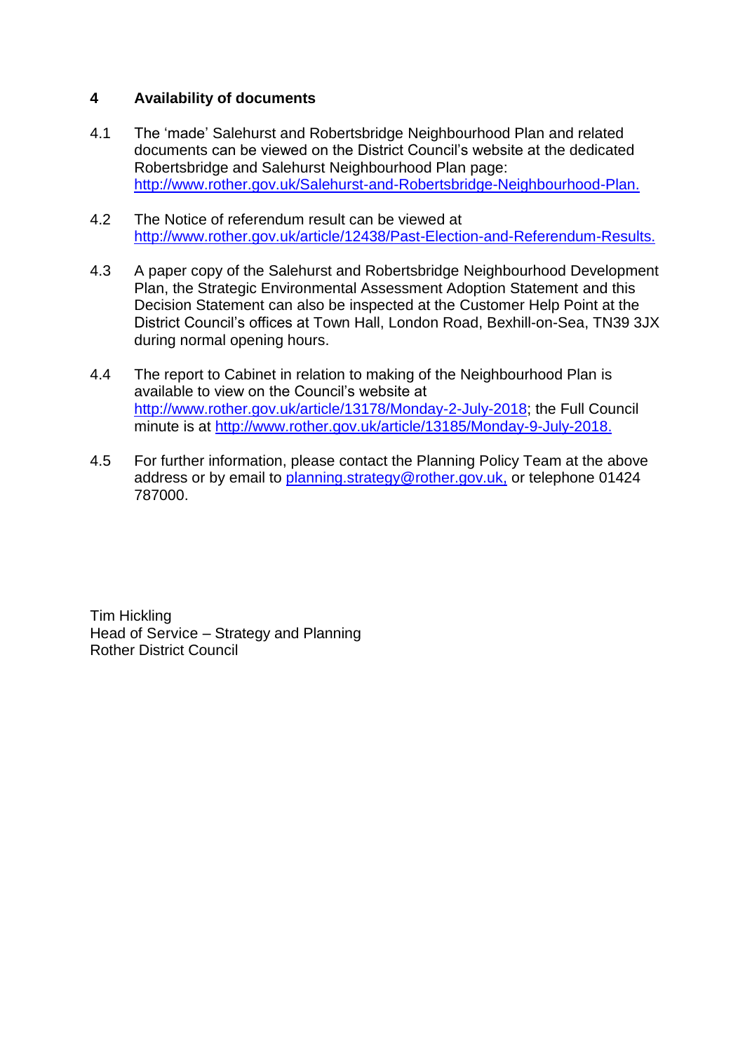## 4 Availability of documents

4.1 The 'made' Salehurst and Robertsbridge Neighbourhood Plan and related documents can be viewed on the District Council's website at the dedicated Robertsbridge and Salehurst Neighbourhood Plan page: http://www.rother.gov.uk/Salehurst-and-Robertsbridge-Neighbourhood-Plan.

4.2 The Notice of referendum result can be viewed at http://www.rother.gov.uk/article/12438/Past-Election-and-Referendum-Results.

4.3 A paper copy of the Salehurst and Robertsbridge Neighbourhood Development Plan, the Strategic Environmental Assessment Adoption Statement and this Decision Statement can also be inspected at the Customer Help Point at the District Council's offices at Town Hall, London Road, Bexhill-on-Sea, TN39 3JX during normal opening hours.

4.4 The report to Cabinet in relation to making of the Neighbourhood Plan is available to view on the Council's website at http://www.rother.gov.uk/article/13178/Monday-2-July-2018; the Full Council minute is at http://www.rother.gov.uk/article/13185/Monday-9-July-2018.

4.5 For further information, please contact the Planning Policy Team at the above address or by email to planning.strategy@rother.gov.uk, or telephone 01424 787000.

Tim Hickling
Head of Service – Strategy and Planning
Rother District Council